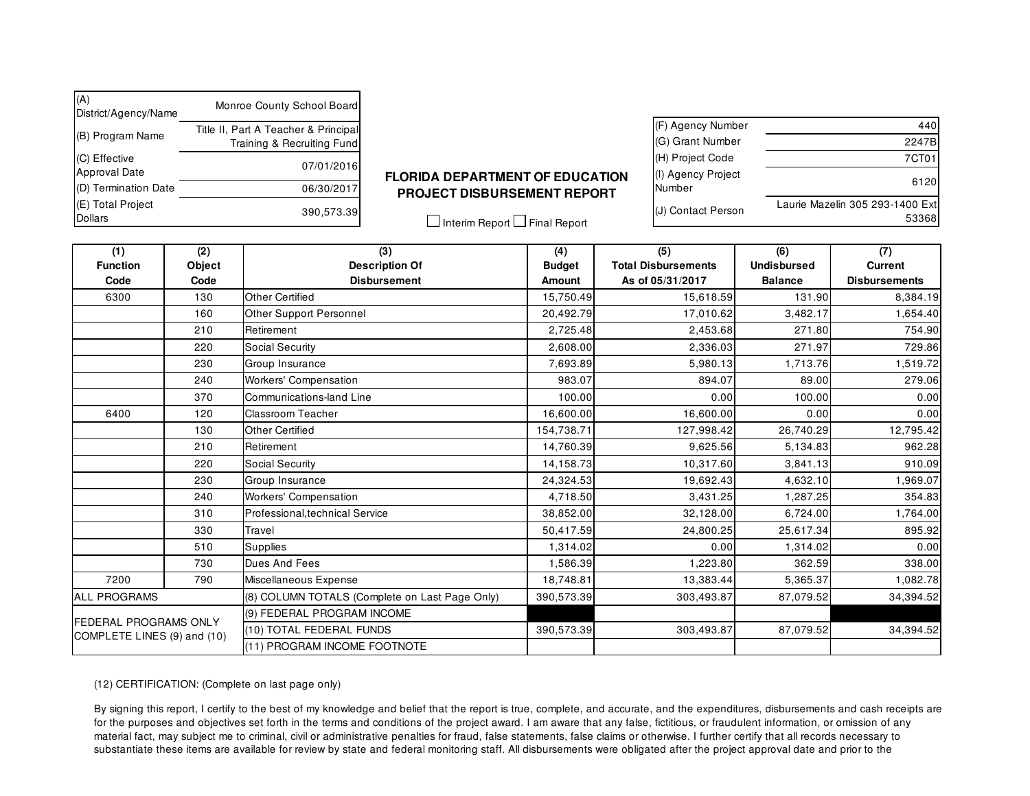| | |
|---|---|
| (A) District/Agency/Name | Monroe County School Board |
| (B) Program Name | Title II, Part A Teacher & Principal Training & Recruiting Fund |
| (C) Effective Approval Date | 07/01/2016 |
| (D) Termination Date | 06/30/2017 |
| (E) Total Project Dollars | 390,573.39 |

## FLORIDA DEPARTMENT OF EDUCATION PROJECT DISBURSEMENT REPORT

☐ Interim Report ☐ Final Report

| | |
|---|---|
| (F) Agency Number | 440 |
| (G) Grant Number | 2247B |
| (H) Project Code | 7CT01 |
| (I) Agency Project Number | 6120 |
| (J) Contact Person | Laurie Mazelin 305 293-1400 Ext 53368 |

| (1) Function Code | (2) Object Code | (3) Description Of Disbursement | (4) Budget Amount | (5) Total Disbursements As of 05/31/2017 | (6) Undisbursed Balance | (7) Current Disbursements |
|---|---|---|---|---|---|---|
| 6300 | 130 | Other Certified | 15,750.49 | 15,618.59 | 131.90 | 8,384.19 |
| | 160 | Other Support Personnel | 20,492.79 | 17,010.62 | 3,482.17 | 1,654.40 |
| | 210 | Retirement | 2,725.48 | 2,453.68 | 271.80 | 754.90 |
| | 220 | Social Security | 2,608.00 | 2,336.03 | 271.97 | 729.86 |
| | 230 | Group Insurance | 7,693.89 | 5,980.13 | 1,713.76 | 1,519.72 |
| | 240 | Workers' Compensation | 983.07 | 894.07 | 89.00 | 279.06 |
| | 370 | Communications-land Line | 100.00 | 0.00 | 100.00 | 0.00 |
| 6400 | 120 | Classroom Teacher | 16,600.00 | 16,600.00 | 0.00 | 0.00 |
| | 130 | Other Certified | 154,738.71 | 127,998.42 | 26,740.29 | 12,795.42 |
| | 210 | Retirement | 14,760.39 | 9,625.56 | 5,134.83 | 962.28 |
| | 220 | Social Security | 14,158.73 | 10,317.60 | 3,841.13 | 910.09 |
| | 230 | Group Insurance | 24,324.53 | 19,692.43 | 4,632.10 | 1,969.07 |
| | 240 | Workers' Compensation | 4,718.50 | 3,431.25 | 1,287.25 | 354.83 |
| | 310 | Professional,technical Service | 38,852.00 | 32,128.00 | 6,724.00 | 1,764.00 |
| | 330 | Travel | 50,417.59 | 24,800.25 | 25,617.34 | 895.92 |
| | 510 | Supplies | 1,314.02 | 0.00 | 1,314.02 | 0.00 |
| | 730 | Dues And Fees | 1,586.39 | 1,223.80 | 362.59 | 338.00 |
| 7200 | 790 | Miscellaneous Expense | 18,748.81 | 13,383.44 | 5,365.37 | 1,082.78 |
| ALL PROGRAMS | | (8) COLUMN TOTALS (Complete on Last Page Only) | 390,573.39 | 303,493.87 | 87,079.52 | 34,394.52 |
| FEDERAL PROGRAMS ONLY COMPLETE LINES (9) and (10) | | (9) FEDERAL PROGRAM INCOME | | | | |
| | | (10) TOTAL FEDERAL FUNDS | 390,573.39 | 303,493.87 | 87,079.52 | 34,394.52 |
| | | (11) PROGRAM INCOME FOOTNOTE | | | | |

(12) CERTIFICATION: (Complete on last page only)

By signing this report, I certify to the best of my knowledge and belief that the report is true, complete, and accurate, and the expenditures, disbursements and cash receipts are for the purposes and objectives set forth in the terms and conditions of the project award. I am aware that any false, fictitious, or fraudulent information, or omission of any material fact, may subject me to criminal, civil or administrative penalties for fraud, false statements, false claims or otherwise. I further certify that all records necessary to substantiate these items are available for review by state and federal monitoring staff. All disbursements were obligated after the project approval date and prior to the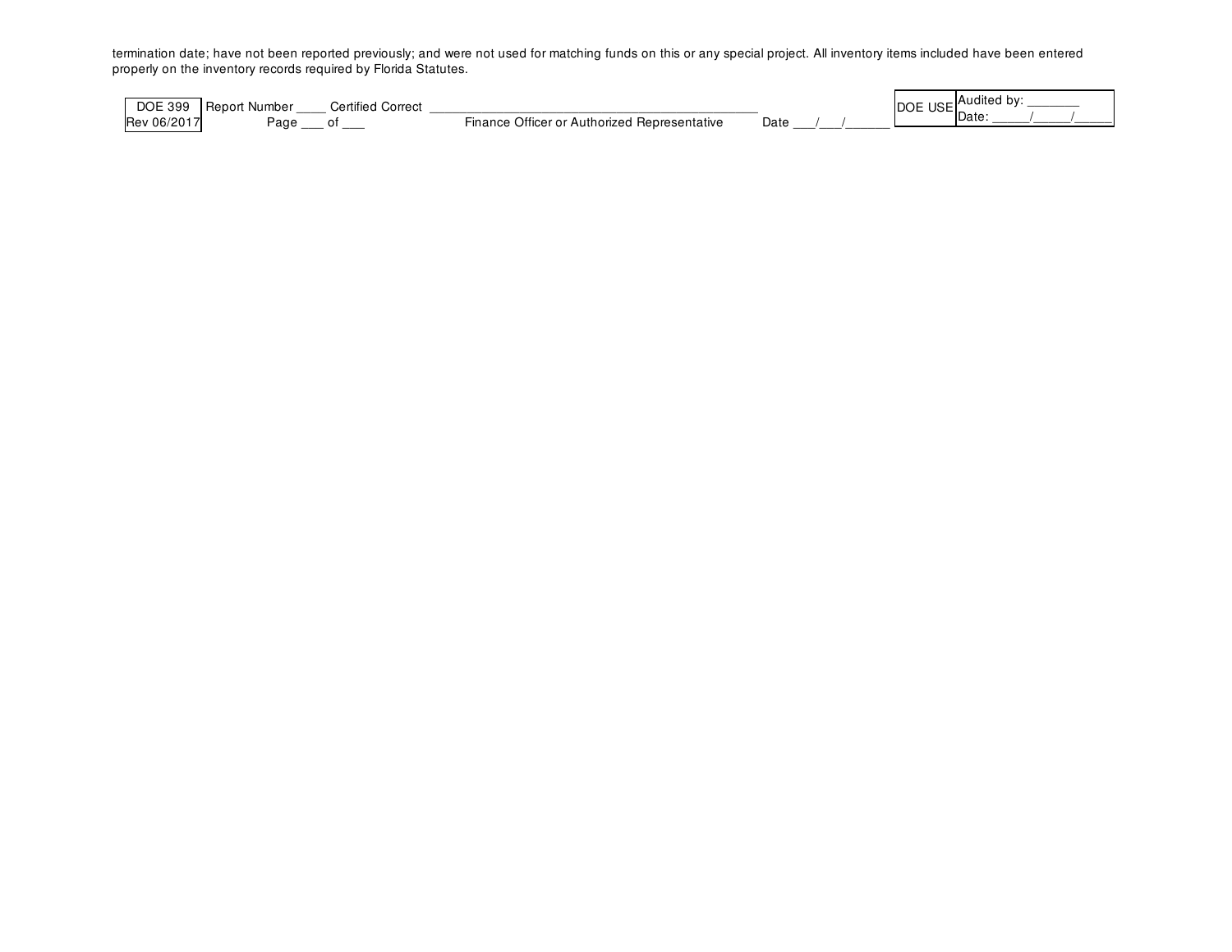termination date; have not been reported previously; and were not used for matching funds on this or any special project. All inventory items included have been entered properly on the inventory records required by Florida Statutes.

| | | | | |
|---|---|---|---|---|
| DOE 399<br>Rev 06/2017 | Report Number ____ Certified Correct _______________________________________________<br>Page ___ of ___ Finance Officer or Authorized Representative | Date ___/___/______ | DOE USE | Audited by: _______<br>Date: _____/_____/_____ |